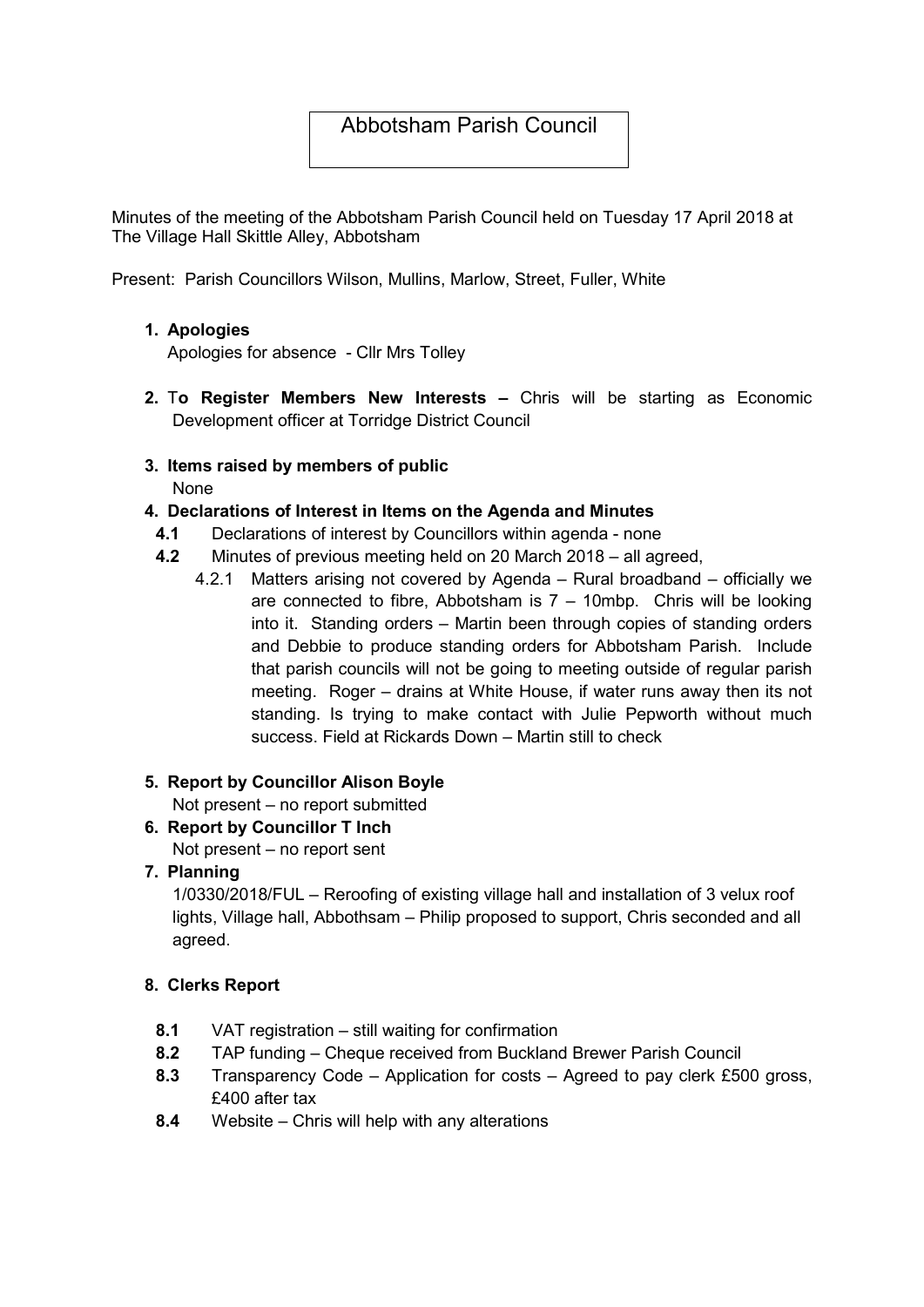# Abbotsham Parish Council

Minutes of the meeting of the Abbotsham Parish Council held on Tuesday 17 April 2018 at The Village Hall Skittle Alley, Abbotsham

Present: Parish Councillors Wilson, Mullins, Marlow, Street, Fuller, White

1. **Apologies**

   Apologies for absence - Cllr Mrs Tolley

2. T**o Register Members New Interests –** Chris will be starting as Economic Development officer at Torridge District Council

3. **Items raised by members of public**

   None

4. **Declarations of Interest in Items on the Agenda and Minutes**
   - **4.1** Declarations of interest by Councillors within agenda - none
   - **4.2** Minutes of previous meeting held on 20 March 2018 – all agreed,
     - 4.2.1 Matters arising not covered by Agenda – Rural broadband – officially we are connected to fibre, Abbotsham is 7 – 10mbp. Chris will be looking into it. Standing orders – Martin been through copies of standing orders and Debbie to produce standing orders for Abbotsham Parish. Include that parish councils will not be going to meeting outside of regular parish meeting. Roger – drains at White House, if water runs away then its not standing. Is trying to make contact with Julie Pepworth without much success. Field at Rickards Down – Martin still to check

5. **Report by Councillor Alison Boyle**

   Not present – no report submitted

6. **Report by Councillor T Inch**

   Not present – no report sent

7. **Planning**

   1/0330/2018/FUL – Reroofing of existing village hall and installation of 3 velux roof lights, Village hall, Abbothsam – Philip proposed to support, Chris seconded and all agreed.

8. **Clerks Report**
   - **8.1** VAT registration – still waiting for confirmation
   - **8.2** TAP funding – Cheque received from Buckland Brewer Parish Council
   - **8.3** Transparency Code – Application for costs – Agreed to pay clerk £500 gross, £400 after tax
   - **8.4** Website – Chris will help with any alterations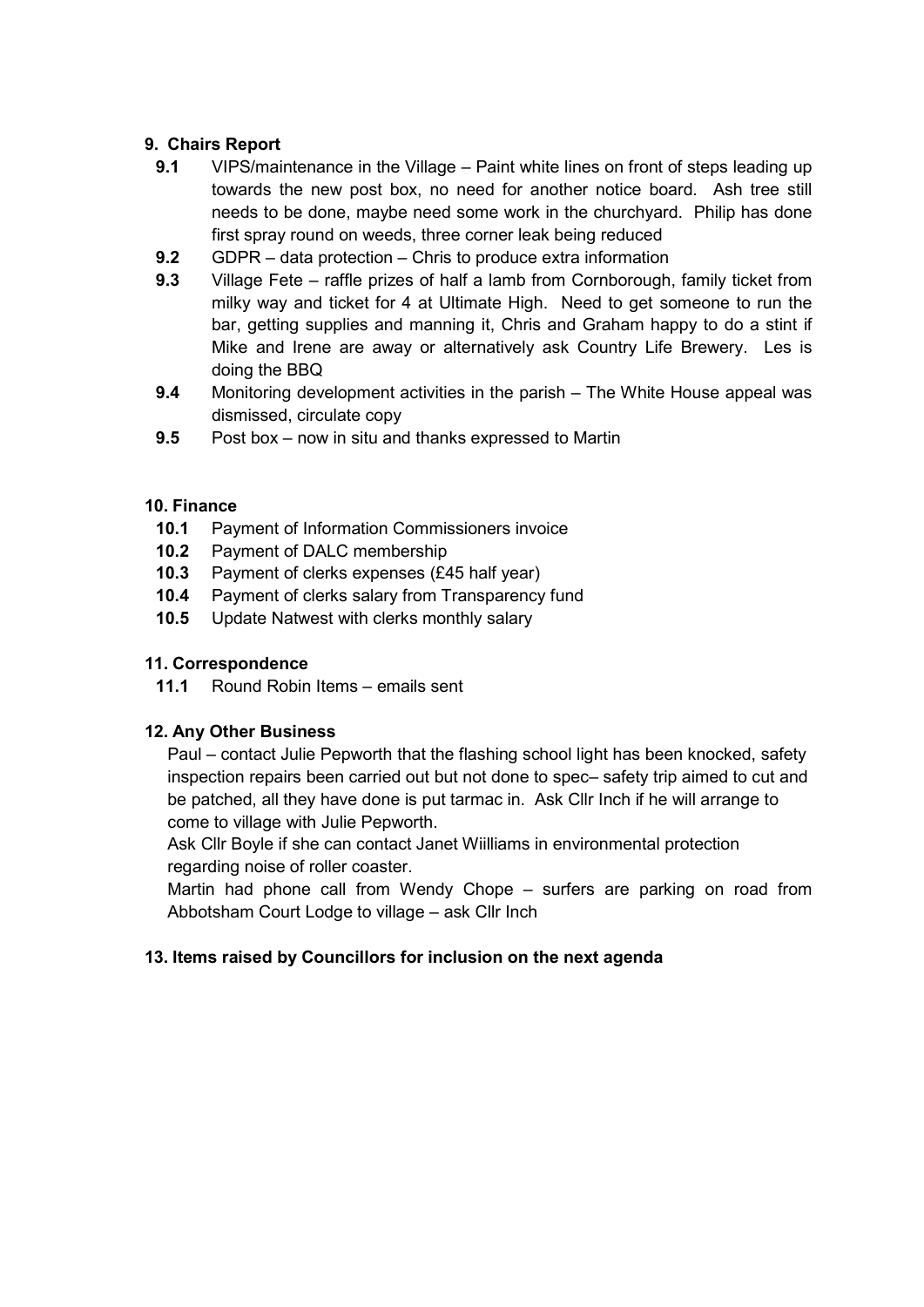## 9. Chairs Report

**9.1** VIPS/maintenance in the Village – Paint white lines on front of steps leading up towards the new post box, no need for another notice board. Ash tree still needs to be done, maybe need some work in the churchyard. Philip has done first spray round on weeds, three corner leak being reduced

**9.2** GDPR – data protection – Chris to produce extra information

**9.3** Village Fete – raffle prizes of half a lamb from Cornborough, family ticket from milky way and ticket for 4 at Ultimate High. Need to get someone to run the bar, getting supplies and manning it, Chris and Graham happy to do a stint if Mike and Irene are away or alternatively ask Country Life Brewery. Les is doing the BBQ

**9.4** Monitoring development activities in the parish – The White House appeal was dismissed, circulate copy

**9.5** Post box – now in situ and thanks expressed to Martin

## 10. Finance

**10.1** Payment of Information Commissioners invoice

**10.2** Payment of DALC membership

**10.3** Payment of clerks expenses (£45 half year)

**10.4** Payment of clerks salary from Transparency fund

**10.5** Update Natwest with clerks monthly salary

## 11. Correspondence

**11.1** Round Robin Items – emails sent

## 12. Any Other Business

Paul – contact Julie Pepworth that the flashing school light has been knocked, safety inspection repairs been carried out but not done to spec– safety trip aimed to cut and be patched, all they have done is put tarmac in. Ask Cllr Inch if he will arrange to come to village with Julie Pepworth.

Ask Cllr Boyle if she can contact Janet Wiilliams in environmental protection regarding noise of roller coaster.

Martin had phone call from Wendy Chope – surfers are parking on road from Abbotsham Court Lodge to village – ask Cllr Inch

## 13. Items raised by Councillors for inclusion on the next agenda